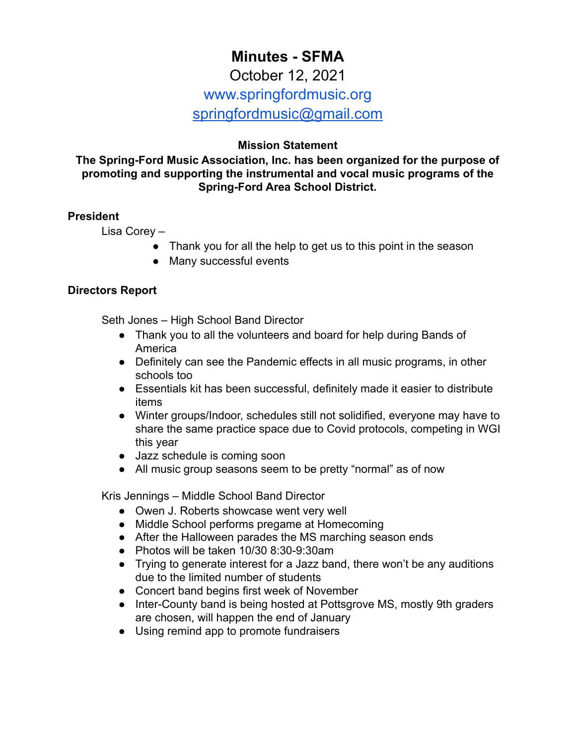# Minutes - SFMA

October 12, 2021

www.springfordmusic.org

springfordmusic@gmail.com

**Mission Statement**

**The Spring-Ford Music Association, Inc. has been organized for the purpose of promoting and supporting the instrumental and vocal music programs of the Spring-Ford Area School District.**

**President**

Lisa Corey –

- Thank you for all the help to get us to this point in the season
- Many successful events

**Directors Report**

Seth Jones – High School Band Director

- Thank you to all the volunteers and board for help during Bands of America
- Definitely can see the Pandemic effects in all music programs, in other schools too
- Essentials kit has been successful, definitely made it easier to distribute items
- Winter groups/Indoor, schedules still not solidified, everyone may have to share the same practice space due to Covid protocols, competing in WGI this year
- Jazz schedule is coming soon
- All music group seasons seem to be pretty "normal" as of now

Kris Jennings – Middle School Band Director

- Owen J. Roberts showcase went very well
- Middle School performs pregame at Homecoming
- After the Halloween parades the MS marching season ends
- Photos will be taken 10/30 8:30-9:30am
- Trying to generate interest for a Jazz band, there won't be any auditions due to the limited number of students
- Concert band begins first week of November
- Inter-County band is being hosted at Pottsgrove MS, mostly 9th graders are chosen, will happen the end of January
- Using remind app to promote fundraisers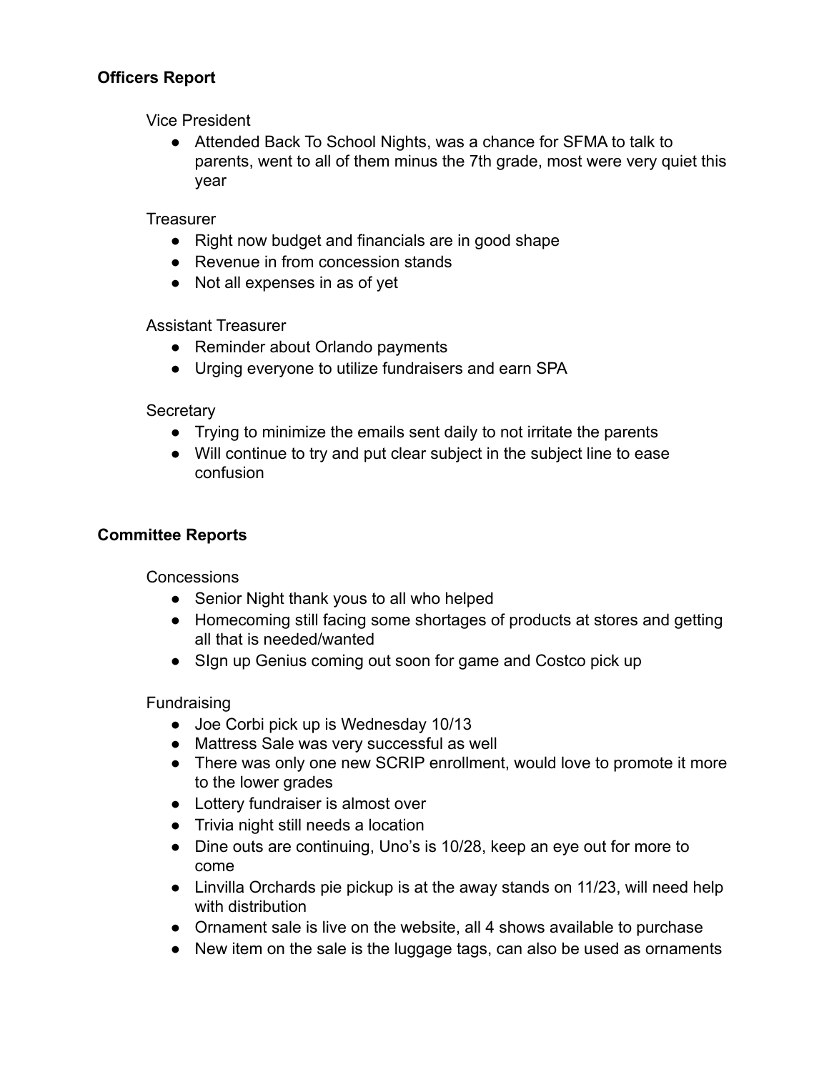**Officers Report**

Vice President

- Attended Back To School Nights, was a chance for SFMA to talk to parents, went to all of them minus the 7th grade, most were very quiet this year

Treasurer

- Right now budget and financials are in good shape
- Revenue in from concession stands
- Not all expenses in as of yet

Assistant Treasurer

- Reminder about Orlando payments
- Urging everyone to utilize fundraisers and earn SPA

Secretary

- Trying to minimize the emails sent daily to not irritate the parents
- Will continue to try and put clear subject in the subject line to ease confusion

**Committee Reports**

Concessions

- Senior Night thank yous to all who helped
- Homecoming still facing some shortages of products at stores and getting all that is needed/wanted
- SIgn up Genius coming out soon for game and Costco pick up

Fundraising

- Joe Corbi pick up is Wednesday 10/13
- Mattress Sale was very successful as well
- There was only one new SCRIP enrollment, would love to promote it more to the lower grades
- Lottery fundraiser is almost over
- Trivia night still needs a location
- Dine outs are continuing, Uno's is 10/28, keep an eye out for more to come
- Linvilla Orchards pie pickup is at the away stands on 11/23, will need help with distribution
- Ornament sale is live on the website, all 4 shows available to purchase
- New item on the sale is the luggage tags, can also be used as ornaments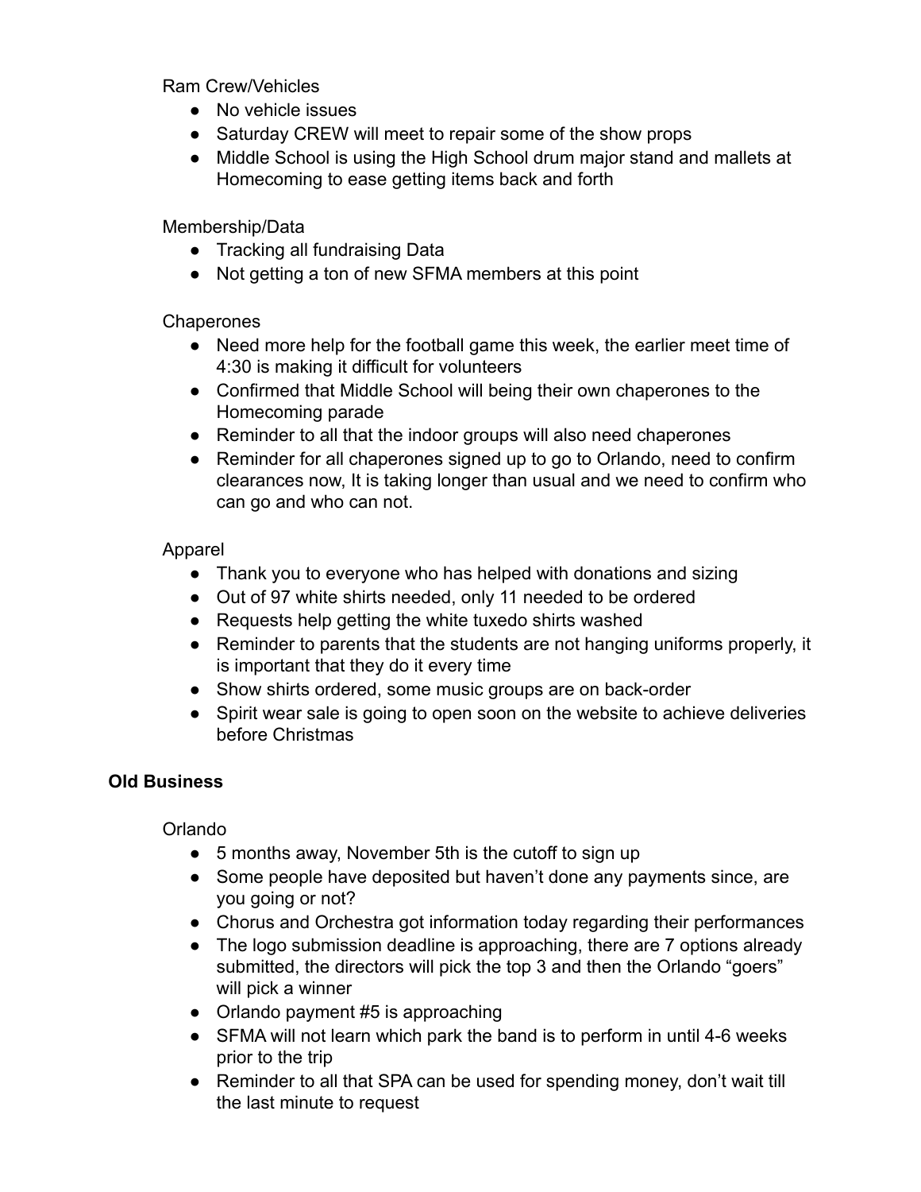Ram Crew/Vehicles

- No vehicle issues
- Saturday CREW will meet to repair some of the show props
- Middle School is using the High School drum major stand and mallets at Homecoming to ease getting items back and forth

Membership/Data

- Tracking all fundraising Data
- Not getting a ton of new SFMA members at this point

Chaperones

- Need more help for the football game this week, the earlier meet time of 4:30 is making it difficult for volunteers
- Confirmed that Middle School will being their own chaperones to the Homecoming parade
- Reminder to all that the indoor groups will also need chaperones
- Reminder for all chaperones signed up to go to Orlando, need to confirm clearances now, It is taking longer than usual and we need to confirm who can go and who can not.

Apparel

- Thank you to everyone who has helped with donations and sizing
- Out of 97 white shirts needed, only 11 needed to be ordered
- Requests help getting the white tuxedo shirts washed
- Reminder to parents that the students are not hanging uniforms properly, it is important that they do it every time
- Show shirts ordered, some music groups are on back-order
- Spirit wear sale is going to open soon on the website to achieve deliveries before Christmas

**Old Business**

Orlando

- 5 months away, November 5th is the cutoff to sign up
- Some people have deposited but haven't done any payments since, are you going or not?
- Chorus and Orchestra got information today regarding their performances
- The logo submission deadline is approaching, there are 7 options already submitted, the directors will pick the top 3 and then the Orlando "goers" will pick a winner
- Orlando payment #5 is approaching
- SFMA will not learn which park the band is to perform in until 4-6 weeks prior to the trip
- Reminder to all that SPA can be used for spending money, don't wait till the last minute to request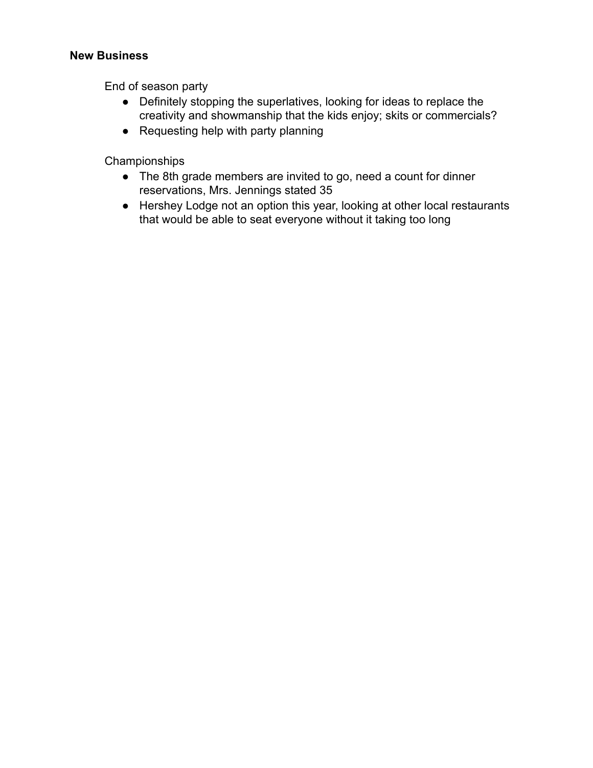**New Business**

End of season party

- Definitely stopping the superlatives, looking for ideas to replace the creativity and showmanship that the kids enjoy; skits or commercials?
- Requesting help with party planning

Championships

- The 8th grade members are invited to go, need a count for dinner reservations, Mrs. Jennings stated 35
- Hershey Lodge not an option this year, looking at other local restaurants that would be able to seat everyone without it taking too long